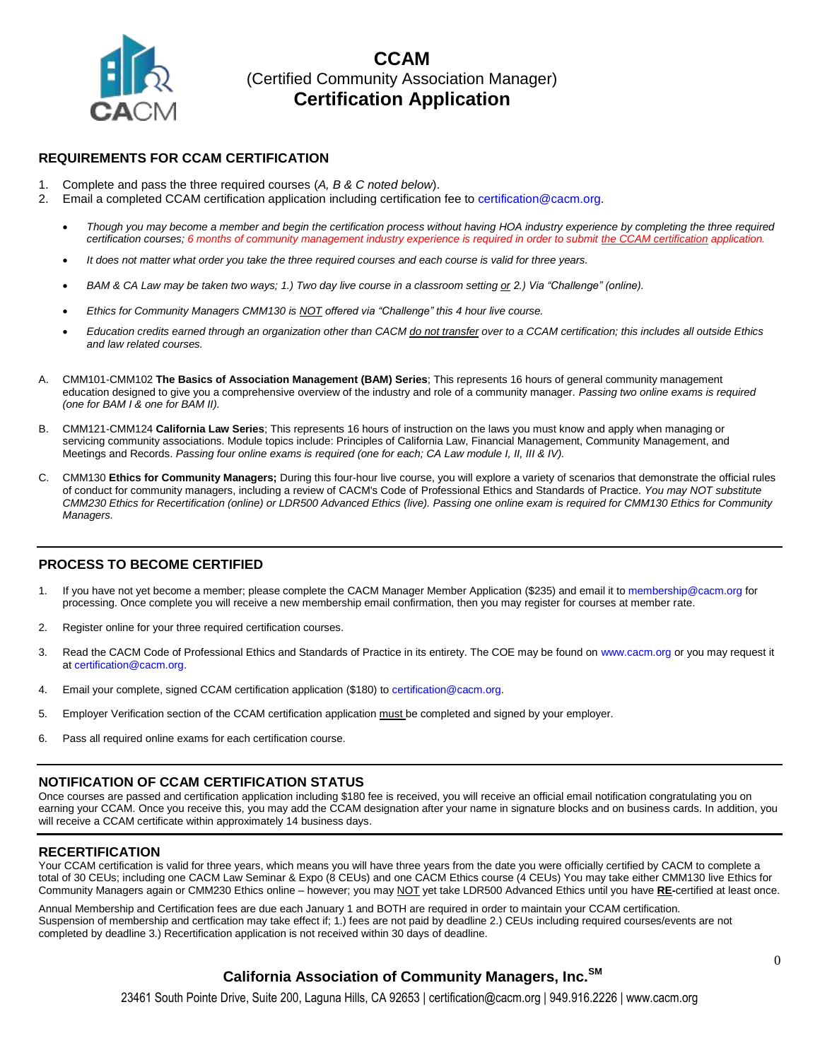# CCAM

(Certified Community Association Manager)

**Certification Application**

## REQUIREMENTS FOR CCAM CERTIFICATION

1. Complete and pass the three required courses (*A, B & C noted below*).
2. Email a completed CCAM certification application including certification fee to certification@cacm.org.

- *Though you may become a member and begin the certification process without having HOA industry experience by completing the three required certification courses; 6 months of community management industry experience is required in order to submit the CCAM certification application.*
- *It does not matter what order you take the three required courses and each course is valid for three years.*
- *BAM & CA Law may be taken two ways; 1.) Two day live course in a classroom setting or 2.) Via "Challenge" (online).*
- *Ethics for Community Managers CMM130 is NOT offered via "Challenge" this 4 hour live course.*
- *Education credits earned through an organization other than CACM do not transfer over to a CCAM certification; this includes all outside Ethics and law related courses.*

A. CMM101-CMM102 **The Basics of Association Management (BAM) Series**; This represents 16 hours of general community management education designed to give you a comprehensive overview of the industry and role of a community manager. *Passing two online exams is required (one for BAM I & one for BAM II).*

B. CMM121-CMM124 **California Law Series**; This represents 16 hours of instruction on the laws you must know and apply when managing or servicing community associations. Module topics include: Principles of California Law, Financial Management, Community Management, and Meetings and Records. *Passing four online exams is required (one for each; CA Law module I, II, III & IV).*

C. CMM130 **Ethics for Community Managers;** During this four-hour live course, you will explore a variety of scenarios that demonstrate the official rules of conduct for community managers, including a review of CACM's Code of Professional Ethics and Standards of Practice. *You may NOT substitute CMM230 Ethics for Recertification (online) or LDR500 Advanced Ethics (live). Passing one online exam is required for CMM130 Ethics for Community Managers.*

## PROCESS TO BECOME CERTIFIED

1. If you have not yet become a member; please complete the CACM Manager Member Application ($235) and email it to membership@cacm.org for processing. Once complete you will receive a new membership email confirmation, then you may register for courses at member rate.
2. Register online for your three required certification courses.
3. Read the CACM Code of Professional Ethics and Standards of Practice in its entirety. The COE may be found on www.cacm.org or you may request it at certification@cacm.org.
4. Email your complete, signed CCAM certification application ($180) to certification@cacm.org.
5. Employer Verification section of the CCAM certification application must be completed and signed by your employer.
6. Pass all required online exams for each certification course.

## NOTIFICATION OF CCAM CERTIFICATION STATUS

Once courses are passed and certification application including $180 fee is received, you will receive an official email notification congratulating you on earning your CCAM. Once you receive this, you may add the CCAM designation after your name in signature blocks and on business cards. In addition, you will receive a CCAM certificate within approximately 14 business days.

## RECERTIFICATION

Your CCAM certification is valid for three years, which means you will have three years from the date you were officially certified by CACM to complete a total of 30 CEUs; including one CACM Law Seminar & Expo (8 CEUs) and one CACM Ethics course (4 CEUs) You may take either CMM130 live Ethics for Community Managers again or CMM230 Ethics online – however; you may NOT yet take LDR500 Advanced Ethics until you have **RE**-certified at least once.

Annual Membership and Certification fees are due each January 1 and BOTH are required in order to maintain your CCAM certification. Suspension of membership and certfication may take effect if; 1.) fees are not paid by deadline 2.) CEUs including required courses/events are not completed by deadline 3.) Recertification application is not received within 30 days of deadline.

**California Association of Community Managers, Inc.[SM]**

23461 South Pointe Drive, Suite 200, Laguna Hills, CA 92653 | certification@cacm.org | 949.916.2226 | www.cacm.org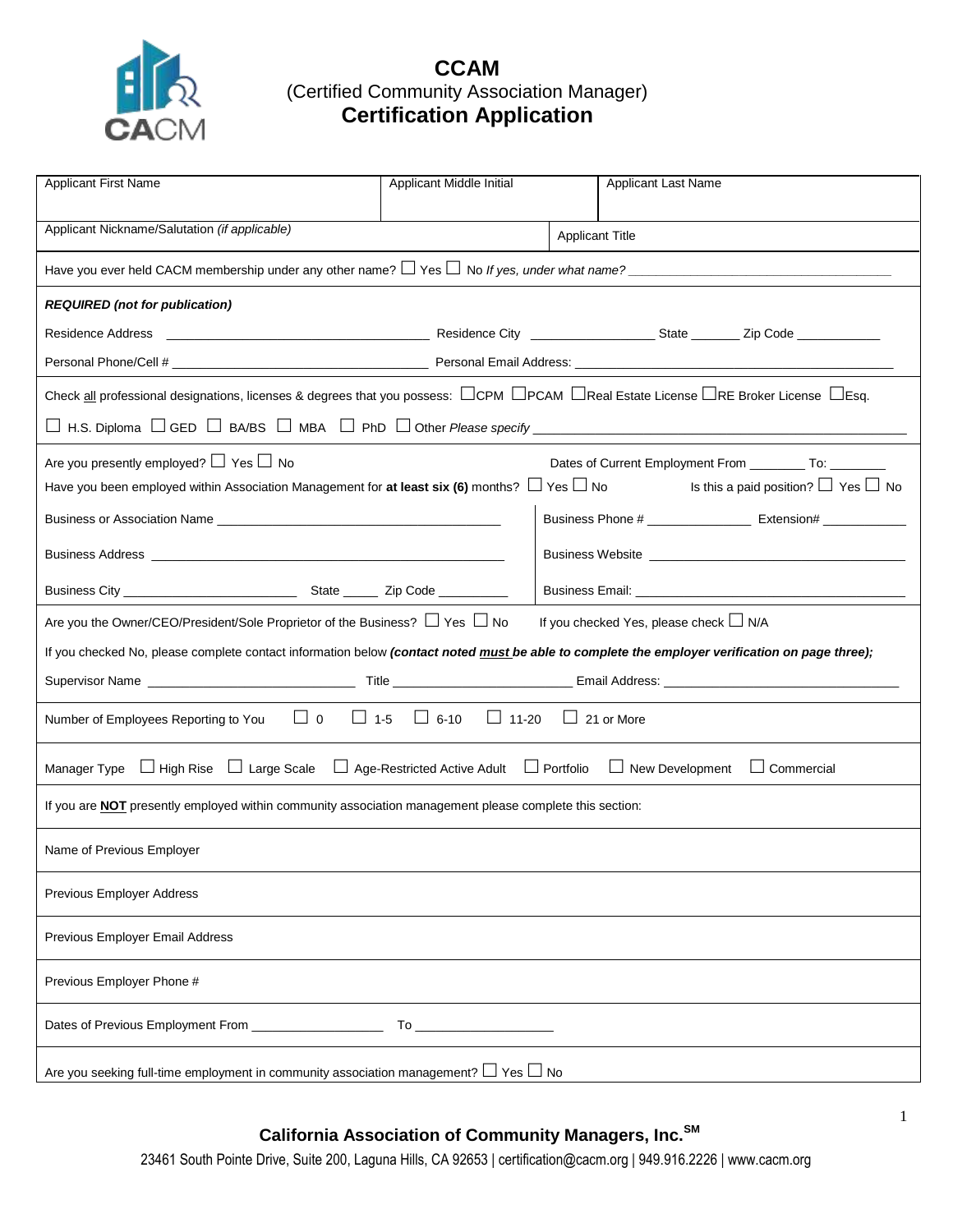# CCAM

(Certified Community Association Manager)

## Certification Application

| Applicant First Name | Applicant Middle Initial | Applicant Last Name |
|---|---|---|
| | | |

Applicant Nickname/Salutation *(if applicable)* | Applicant Title

Have you ever held CACM membership under any other name? ☐ Yes ☐ No *If yes, under what name?* ____________________

***REQUIRED (not for publication)***

Residence Address ____________________ Residence City ____________ State _______ Zip Code ___________

Personal Phone/Cell # ____________________ Personal Email Address: ____________________

Check all professional designations, licenses & degrees that you possess: ☐CPM ☐PCAM ☐Real Estate License ☐RE Broker License ☐Esq.

☐ H.S. Diploma ☐ GED ☐ BA/BS ☐ MBA ☐ PhD ☐ Other *Please specify* ____________________

Are you presently employed? ☐ Yes ☐ No

Dates of Current Employment From ________ To: ________

Have you been employed within Association Management for **at least six (6)** months? ☐ Yes ☐ No

Is this a paid position? ☐ Yes ☐ No

Business or Association Name ____________________

Business Phone # ______________ Extension# ____________

Business Address ____________________

Business Website ____________________

Business City ____________ State _____ Zip Code __________

Business Email: ____________________

Are you the Owner/CEO/President/Sole Proprietor of the Business? ☐ Yes ☐ No If you checked Yes, please check ☐ N/A

If you checked No, please complete contact information below ***(contact noted must be able to complete the employer verification on page three);***

Supervisor Name ____________________ Title ____________________ Email Address: ____________________

Number of Employees Reporting to You ☐ 0 ☐ 1-5 ☐ 6-10 ☐ 11-20 ☐ 21 or More

Manager Type ☐ High Rise ☐ Large Scale ☐ Age-Restricted Active Adult ☐ Portfolio ☐ New Development ☐ Commercial

If you are **NOT** presently employed within community association management please complete this section:

Name of Previous Employer

Previous Employer Address

Previous Employer Email Address

Previous Employer Phone #

Dates of Previous Employment From __________________ To __________________

Are you seeking full-time employment in community association management? ☐ Yes ☐ No

**California Association of Community Managers, Inc.SM**

23461 South Pointe Drive, Suite 200, Laguna Hills, CA 92653 | certification@cacm.org | 949.916.2226 | www.cacm.org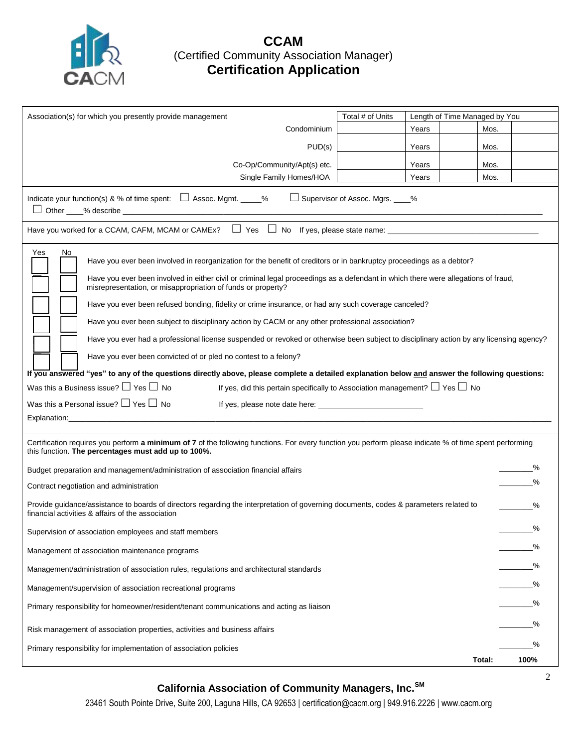# CCAM
(Certified Community Association Manager)
**Certification Application**

| Association(s) for which you presently provide management | Total # of Units | Length of Time Managed by You | | | |
|---|---|---|---|---|---|
| Condominium | | Years | | Mos. | |
| PUD(s) | | Years | | Mos. | |
| Co-Op/Community/Apt(s) etc. | | Years | | Mos. | |
| Single Family Homes/HOA | | Years | | Mos. | |

Indicate your function(s) & % of time spent: ☐ Assoc. Mgmt. _____% ☐ Supervisor of Assoc. Mgrs. ____%
☐ Other ____% describe ______________________________

Have you worked for a CCAM, CAFM, MCAM or CAMEx? ☐ Yes ☐ No If yes, please state name: ______________________________

| Yes | No | |
|---|---|---|
| ☐ | ☐ | Have you ever been involved in reorganization for the benefit of creditors or in bankruptcy proceedings as a debtor? |
| ☐ | ☐ | Have you ever been involved in either civil or criminal legal proceedings as a defendant in which there were allegations of fraud, misrepresentation, or misappropriation of funds or property? |
| ☐ | ☐ | Have you ever been refused bonding, fidelity or crime insurance, or had any such coverage canceled? |
| ☐ | ☐ | Have you ever been subject to disciplinary action by CACM or any other professional association? |
| ☐ | ☐ | Have you ever had a professional license suspended or revoked or otherwise been subject to disciplinary action by any licensing agency? |
| ☐ | ☐ | Have you ever been convicted of or pled no contest to a felony? |

**If you answered "yes" to any of the questions directly above, please complete a detailed explanation below and answer the following questions:**

Was this a Business issue? ☐ Yes ☐ No If yes, did this pertain specifically to Association management? ☐ Yes ☐ No

Was this a Personal issue? ☐ Yes ☐ No If yes, please note date here: ______________________

Explanation: ______________________________

Certification requires you perform **a minimum of 7** of the following functions. For every function you perform please indicate % of time spent performing this function. **The percentages must add up to 100%.**

| Function | % |
|---|---|
| Budget preparation and management/administration of association financial affairs | ________% |
| Contract negotiation and administration | ________% |
| Provide guidance/assistance to boards of directors regarding the interpretation of governing documents, codes & parameters related to financial activities & affairs of the association | ________% |
| Supervision of association employees and staff members | ________% |
| Management of association maintenance programs | ________% |
| Management/administration of association rules, regulations and architectural standards | ________% |
| Management/supervision of association recreational programs | ________% |
| Primary responsibility for homeowner/resident/tenant communications and acting as liaison | ________% |
| Risk management of association properties, activities and business affairs | ________% |
| Primary responsibility for implementation of association policies | ________% |
| **Total:** | **100%** |

**California Association of Community Managers, Inc.SM**

23461 South Pointe Drive, Suite 200, Laguna Hills, CA 92653 | certification@cacm.org | 949.916.2226 | www.cacm.org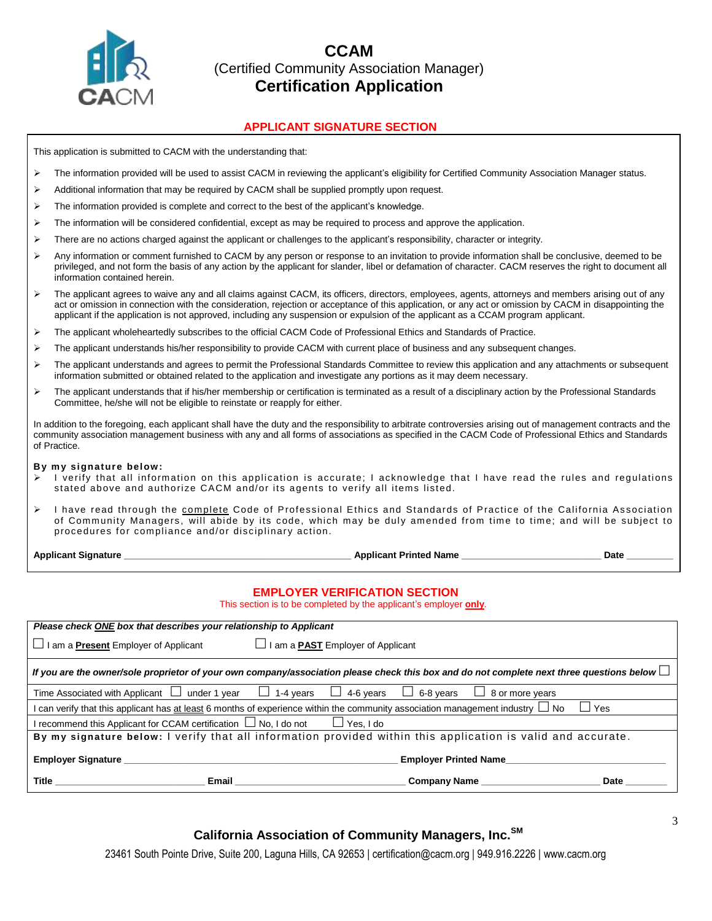# CCAM

(Certified Community Association Manager)

**Certification Application**

## APPLICANT SIGNATURE SECTION

This application is submitted to CACM with the understanding that:

- The information provided will be used to assist CACM in reviewing the applicant's eligibility for Certified Community Association Manager status.
- Additional information that may be required by CACM shall be supplied promptly upon request.
- The information provided is complete and correct to the best of the applicant's knowledge.
- The information will be considered confidential, except as may be required to process and approve the application.
- There are no actions charged against the applicant or challenges to the applicant's responsibility, character or integrity.
- Any information or comment furnished to CACM by any person or response to an invitation to provide information shall be conclusive, deemed to be privileged, and not form the basis of any action by the applicant for slander, libel or defamation of character. CACM reserves the right to document all information contained herein.
- The applicant agrees to waive any and all claims against CACM, its officers, directors, employees, agents, attorneys and members arising out of any act or omission in connection with the consideration, rejection or acceptance of this application, or any act or omission by CACM in disappointing the applicant if the application is not approved, including any suspension or expulsion of the applicant as a CCAM program applicant.
- The applicant wholeheartedly subscribes to the official CACM Code of Professional Ethics and Standards of Practice.
- The applicant understands his/her responsibility to provide CACM with current place of business and any subsequent changes.
- The applicant understands and agrees to permit the Professional Standards Committee to review this application and any attachments or subsequent information submitted or obtained related to the application and investigate any portions as it may deem necessary.
- The applicant understands that if his/her membership or certification is terminated as a result of a disciplinary action by the Professional Standards Committee, he/she will not be eligible to reinstate or reapply for either.

In addition to the foregoing, each applicant shall have the duty and the responsibility to arbitrate controversies arising out of management contracts and the community association management business with any and all forms of associations as specified in the CACM Code of Professional Ethics and Standards of Practice.

**By my signature below:**

- I verify that all information on this application is accurate; I acknowledge that I have read the rules and regulations stated above and authorize CACM and/or its agents to verify all items listed.
- I have read through the complete Code of Professional Ethics and Standards of Practice of the California Association of Community Managers, will abide by its code, which may be duly amended from time to time; and will be subject to procedures for compliance and/or disciplinary action.

**Applicant Signature** ________________________ **Applicant Printed Name** ________________________ **Date** ________

## EMPLOYER VERIFICATION SECTION

This section is to be completed by the applicant's employer **only**.

***Please check ONE box that describes your relationship to Applicant***

☐ I am a **Present** Employer of Applicant ☐ I am a **PAST** Employer of Applicant

***If you are the owner/sole proprietor of your own company/association please check this box and do not complete next three questions below*** ☐

Time Associated with Applicant ☐ under 1 year ☐ 1-4 years ☐ 4-6 years ☐ 6-8 years ☐ 8 or more years

I can verify that this applicant has at least 6 months of experience within the community association management industry ☐ No ☐ Yes

I recommend this Applicant for CCAM certification ☐ No, I do not ☐ Yes, I do

**By my signature below:** I verify that all information provided within this application is valid and accurate.

**Employer Signature** ________________________ **Employer Printed Name** ________________________

**Title** ________________ **Email** ________________ **Company Name** ________________ **Date** ________

**California Association of Community Managers, Inc.**[SM]

23461 South Pointe Drive, Suite 200, Laguna Hills, CA 92653 | certification@cacm.org | 949.916.2226 | www.cacm.org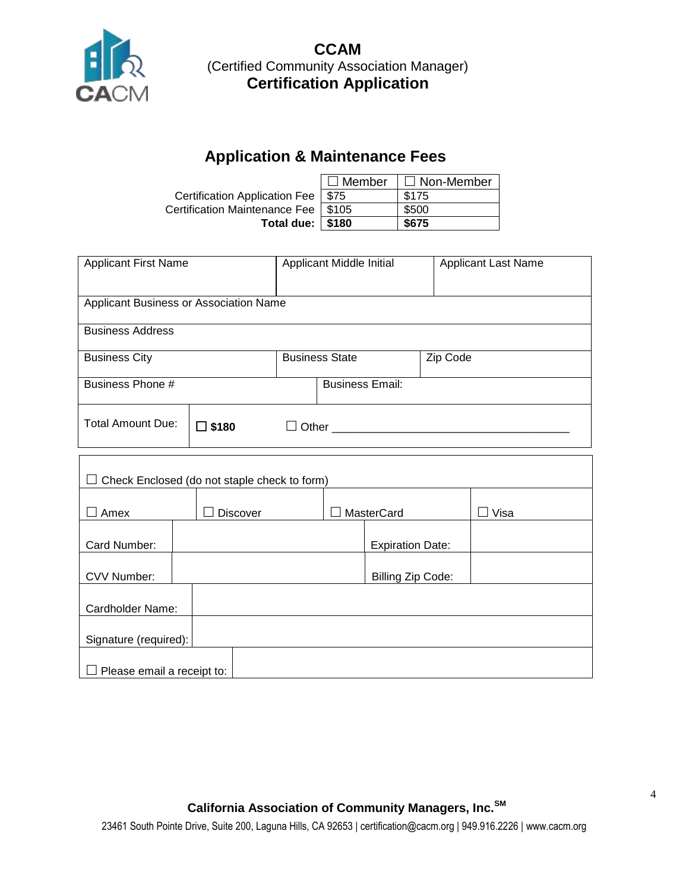**CCAM**
(Certified Community Association Manager)
**Certification Application**

## Application & Maintenance Fees

| | ☐ Member | ☐ Non-Member |
|---|---|---|
| Certification Application Fee | $75 | $175 |
| Certification Maintenance Fee | $105 | $500 |
| **Total due:** | **$180** | **$675** |

| | | |
|---|---|---|
| Applicant First Name | Applicant Middle Initial | Applicant Last Name |
| Applicant Business or Association Name | | |
| Business Address | | |
| Business City | Business State | Zip Code |
| Business Phone # | Business Email: | |
| Total Amount Due: | ☐ **$180** | ☐ Other ____________________________________ |

| | | | |
|---|---|---|---|
| ☐ Check Enclosed (do not staple check to form) | | | |
| ☐ Amex | ☐ Discover | ☐ MasterCard | ☐ Visa |
| Card Number: | | Expiration Date: | |
| CVV Number: | | Billing Zip Code: | |
| Cardholder Name: | | | |
| Signature (required): | | | |
| ☐ Please email a receipt to: | | | |

**California Association of Community Managers, Inc.**[SM]

23461 South Pointe Drive, Suite 200, Laguna Hills, CA 92653 | certification@cacm.org | 949.916.2226 | www.cacm.org